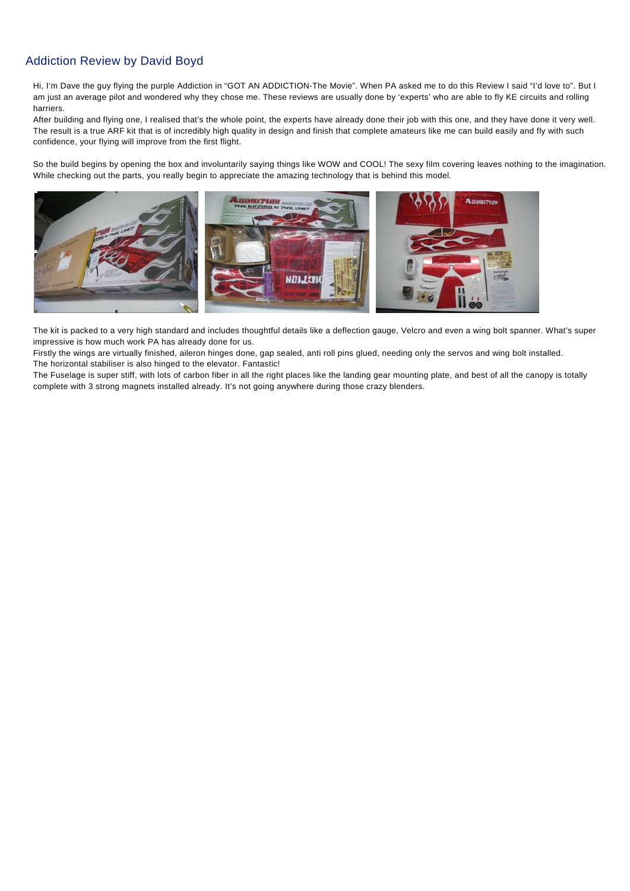## Addiction Review by David Boyd

Hi, I'm Dave the guy flying the purple Addiction in "GOT AN ADDICTION-The Movie". When PA asked me to do this Review I said "I'd love to". But I am just an average pilot and wondered why they chose me. These reviews are usually done by 'experts' who are able to fly KE circuits and rolling harriers.

After building and flying one, I realised that's the whole point, the experts have already done their job with this one, and they have done it very well. The result is a true ARF kit that is of incredibly high quality in design and finish that complete amateurs like me can build easily and fly with such confidence, your flying will improve from the first flight.

So the build begins by opening the box and involuntarily saying things like WOW and COOL! The sexy film covering leaves nothing to the imagination. While checking out the parts, you really begin to appreciate the amazing technology that is behind this model.

The kit is packed to a very high standard and includes thoughtful details like a deflection gauge, Velcro and even a wing bolt spanner. What's super impressive is how much work PA has already done for us.

Firstly the wings are virtually finished, aileron hinges done, gap sealed, anti roll pins glued, needing only the servos and wing bolt installed.

The horizontal stabiliser is also hinged to the elevator. Fantastic!

The Fuselage is super stiff, with lots of carbon fiber in all the right places like the landing gear mounting plate, and best of all the canopy is totally complete with 3 strong magnets installed already. It's not going anywhere during those crazy blenders.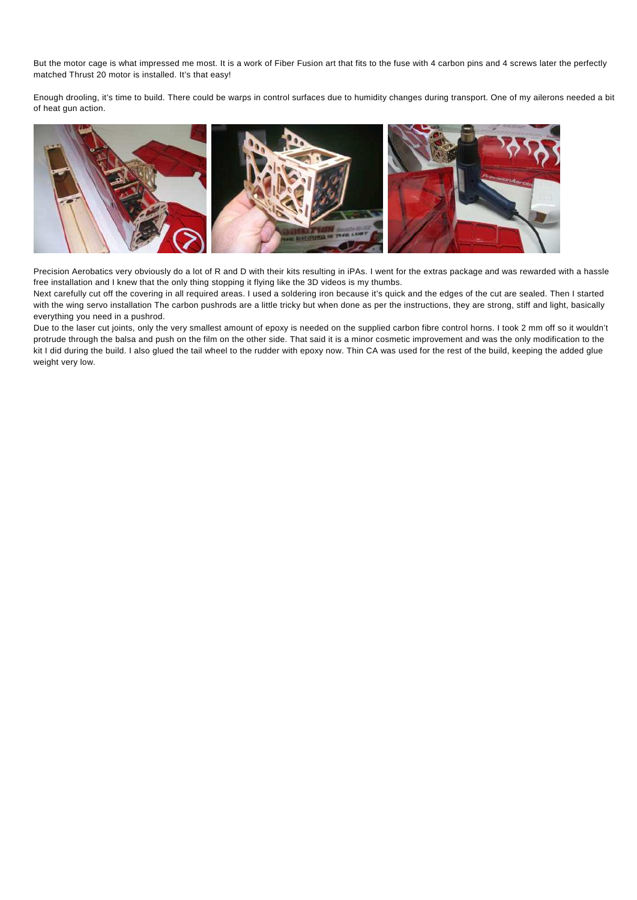But the motor cage is what impressed me most. It is a work of Fiber Fusion art that fits to the fuse with 4 carbon pins and 4 screws later the perfectly matched Thrust 20 motor is installed. It's that easy!

Enough drooling, it's time to build. There could be warps in control surfaces due to humidity changes during transport. One of my ailerons needed a bit of heat gun action.

Precision Aerobatics very obviously do a lot of R and D with their kits resulting in iPAs. I went for the extras package and was rewarded with a hassle free installation and I knew that the only thing stopping it flying like the 3D videos is my thumbs.

Next carefully cut off the covering in all required areas. I used a soldering iron because it's quick and the edges of the cut are sealed. Then I started with the wing servo installation The carbon pushrods are a little tricky but when done as per the instructions, they are strong, stiff and light, basically everything you need in a pushrod.

Due to the laser cut joints, only the very smallest amount of epoxy is needed on the supplied carbon fibre control horns. I took 2 mm off so it wouldn't protrude through the balsa and push on the film on the other side. That said it is a minor cosmetic improvement and was the only modification to the kit I did during the build. I also glued the tail wheel to the rudder with epoxy now. Thin CA was used for the rest of the build, keeping the added glue weight very low.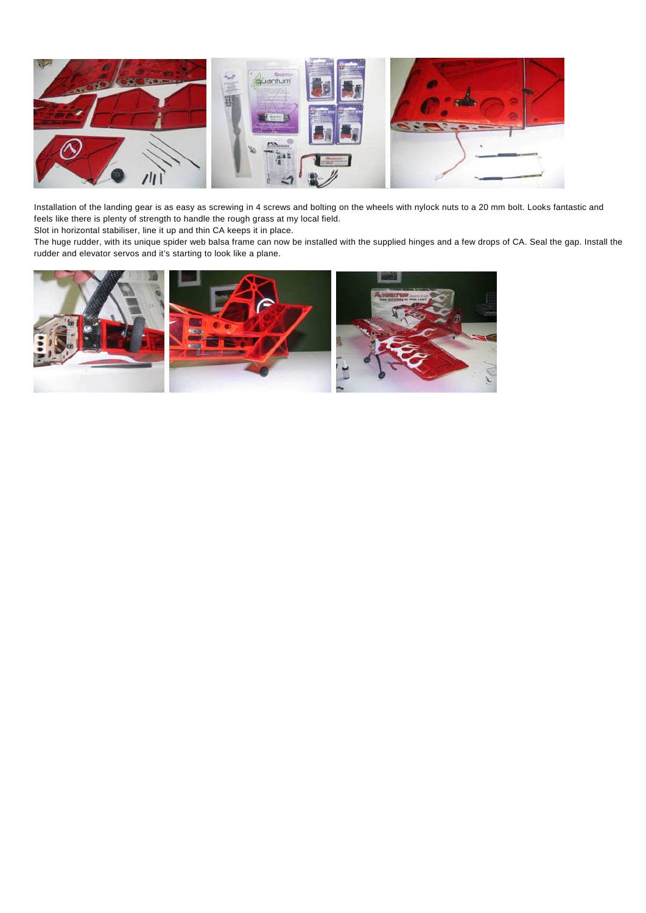Installation of the landing gear is as easy as screwing in 4 screws and bolting on the wheels with nylock nuts to a 20 mm bolt. Looks fantastic and feels like there is plenty of strength to handle the rough grass at my local field.

Slot in horizontal stabiliser, line it up and thin CA keeps it in place.

The huge rudder, with its unique spider web balsa frame can now be installed with the supplied hinges and a few drops of CA. Seal the gap. Install the rudder and elevator servos and it's starting to look like a plane.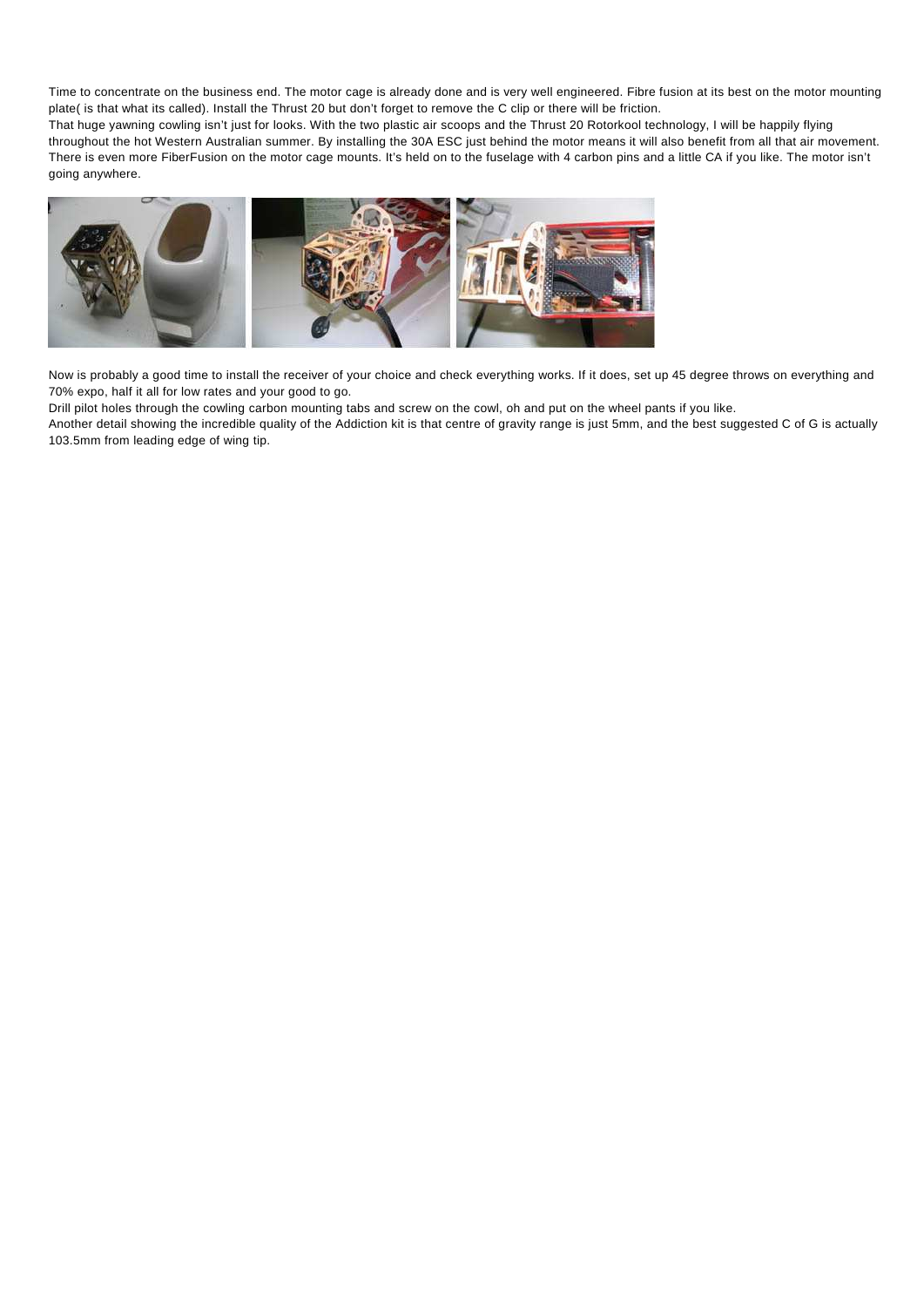Time to concentrate on the business end. The motor cage is already done and is very well engineered. Fibre fusion at its best on the motor mounting plate( is that what its called). Install the Thrust 20 but don't forget to remove the C clip or there will be friction.

That huge yawning cowling isn't just for looks. With the two plastic air scoops and the Thrust 20 Rotorkool technology, I will be happily flying throughout the hot Western Australian summer. By installing the 30A ESC just behind the motor means it will also benefit from all that air movement. There is even more FiberFusion on the motor cage mounts. It's held on to the fuselage with 4 carbon pins and a little CA if you like. The motor isn't going anywhere.

Now is probably a good time to install the receiver of your choice and check everything works. If it does, set up 45 degree throws on everything and 70% expo, half it all for low rates and your good to go.

Drill pilot holes through the cowling carbon mounting tabs and screw on the cowl, oh and put on the wheel pants if you like.

Another detail showing the incredible quality of the Addiction kit is that centre of gravity range is just 5mm, and the best suggested C of G is actually 103.5mm from leading edge of wing tip.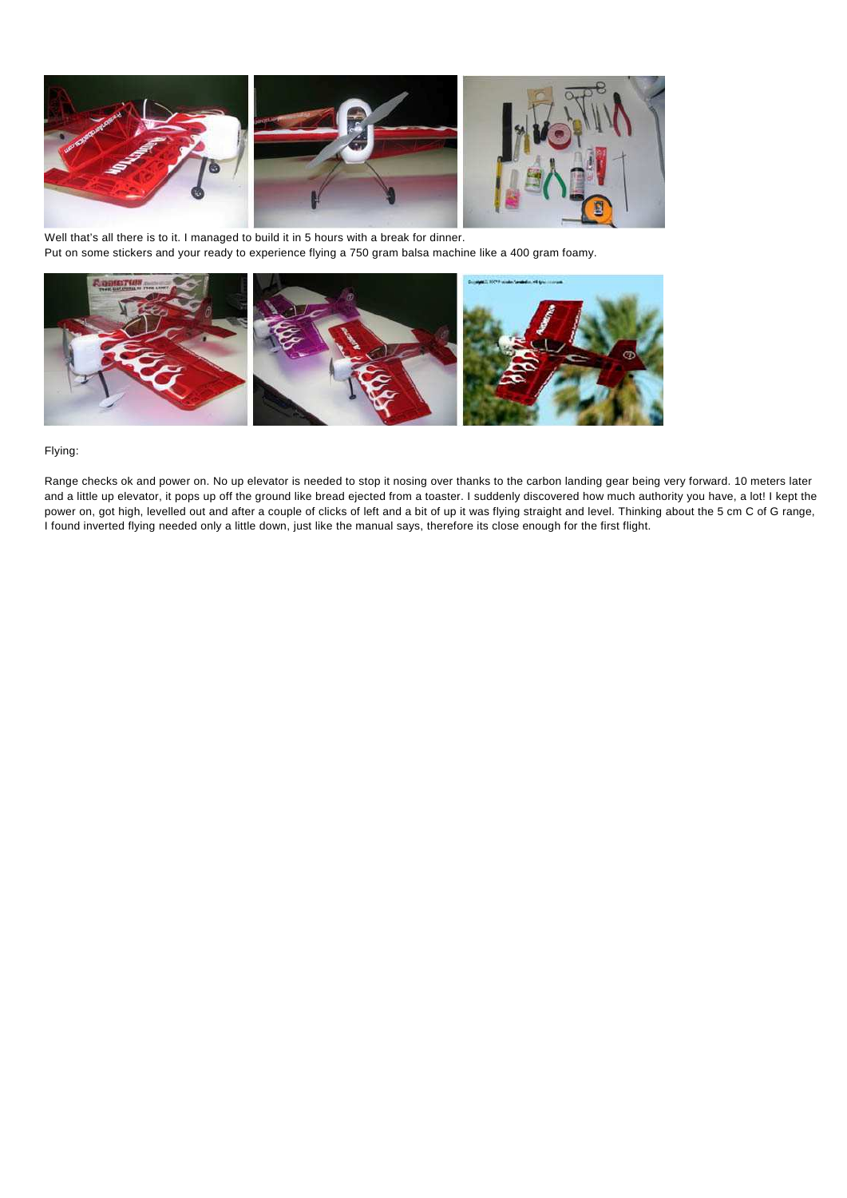Well that's all there is to it. I managed to build it in 5 hours with a break for dinner.
Put on some stickers and your ready to experience flying a 750 gram balsa machine like a 400 gram foamy.

Flying:

Range checks ok and power on. No up elevator is needed to stop it nosing over thanks to the carbon landing gear being very forward. 10 meters later and a little up elevator, it pops up off the ground like bread ejected from a toaster. I suddenly discovered how much authority you have, a lot! I kept the power on, got high, levelled out and after a couple of clicks of left and a bit of up it was flying straight and level. Thinking about the 5 cm C of G range, I found inverted flying needed only a little down, just like the manual says, therefore its close enough for the first flight.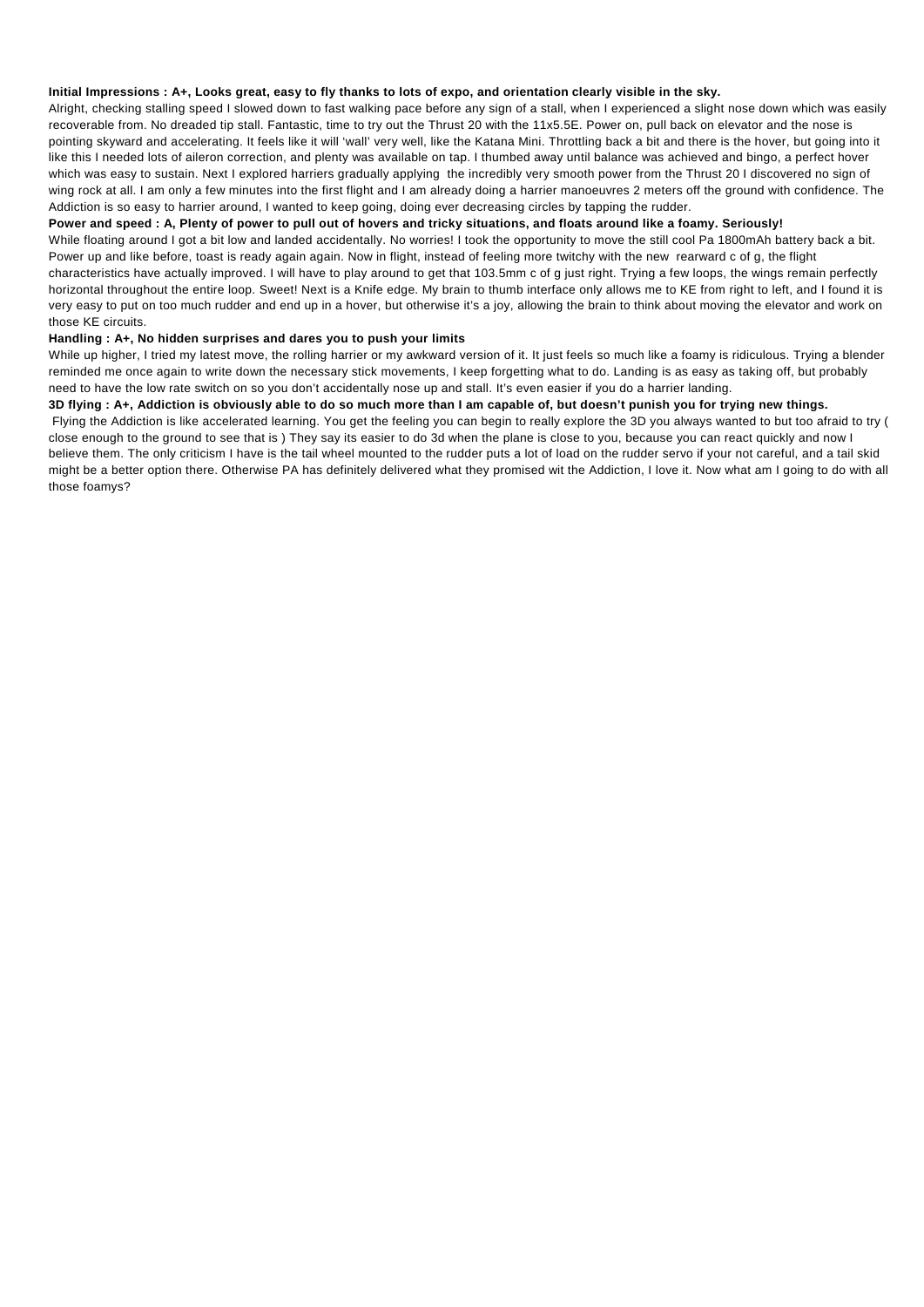**Initial Impressions : A+, Looks great, easy to fly thanks to lots of expo, and orientation clearly visible in the sky.**

Alright, checking stalling speed I slowed down to fast walking pace before any sign of a stall, when I experienced a slight nose down which was easily recoverable from. No dreaded tip stall. Fantastic, time to try out the Thrust 20 with the 11x5.5E. Power on, pull back on elevator and the nose is pointing skyward and accelerating. It feels like it will 'wall' very well, like the Katana Mini. Throttling back a bit and there is the hover, but going into it like this I needed lots of aileron correction, and plenty was available on tap. I thumbed away until balance was achieved and bingo, a perfect hover which was easy to sustain. Next I explored harriers gradually applying the incredibly very smooth power from the Thrust 20 I discovered no sign of wing rock at all. I am only a few minutes into the first flight and I am already doing a harrier manoeuvres 2 meters off the ground with confidence. The Addiction is so easy to harrier around, I wanted to keep going, doing ever decreasing circles by tapping the rudder.

**Power and speed : A, Plenty of power to pull out of hovers and tricky situations, and floats around like a foamy. Seriously!**

While floating around I got a bit low and landed accidentally. No worries! I took the opportunity to move the still cool Pa 1800mAh battery back a bit. Power up and like before, toast is ready again again. Now in flight, instead of feeling more twitchy with the new rearward c of g, the flight characteristics have actually improved. I will have to play around to get that 103.5mm c of g just right. Trying a few loops, the wings remain perfectly horizontal throughout the entire loop. Sweet! Next is a Knife edge. My brain to thumb interface only allows me to KE from right to left, and I found it is very easy to put on too much rudder and end up in a hover, but otherwise it's a joy, allowing the brain to think about moving the elevator and work on those KE circuits.

**Handling : A+, No hidden surprises and dares you to push your limits**

While up higher, I tried my latest move, the rolling harrier or my awkward version of it. It just feels so much like a foamy is ridiculous. Trying a blender reminded me once again to write down the necessary stick movements, I keep forgetting what to do. Landing is as easy as taking off, but probably need to have the low rate switch on so you don't accidentally nose up and stall. It's even easier if you do a harrier landing.

**3D flying : A+, Addiction is obviously able to do so much more than I am capable of, but doesn't punish you for trying new things.**

Flying the Addiction is like accelerated learning. You get the feeling you can begin to really explore the 3D you always wanted to but too afraid to try ( close enough to the ground to see that is ) They say its easier to do 3d when the plane is close to you, because you can react quickly and now I believe them. The only criticism I have is the tail wheel mounted to the rudder puts a lot of load on the rudder servo if your not careful, and a tail skid might be a better option there. Otherwise PA has definitely delivered what they promised wit the Addiction, I love it. Now what am I going to do with all those foamys?